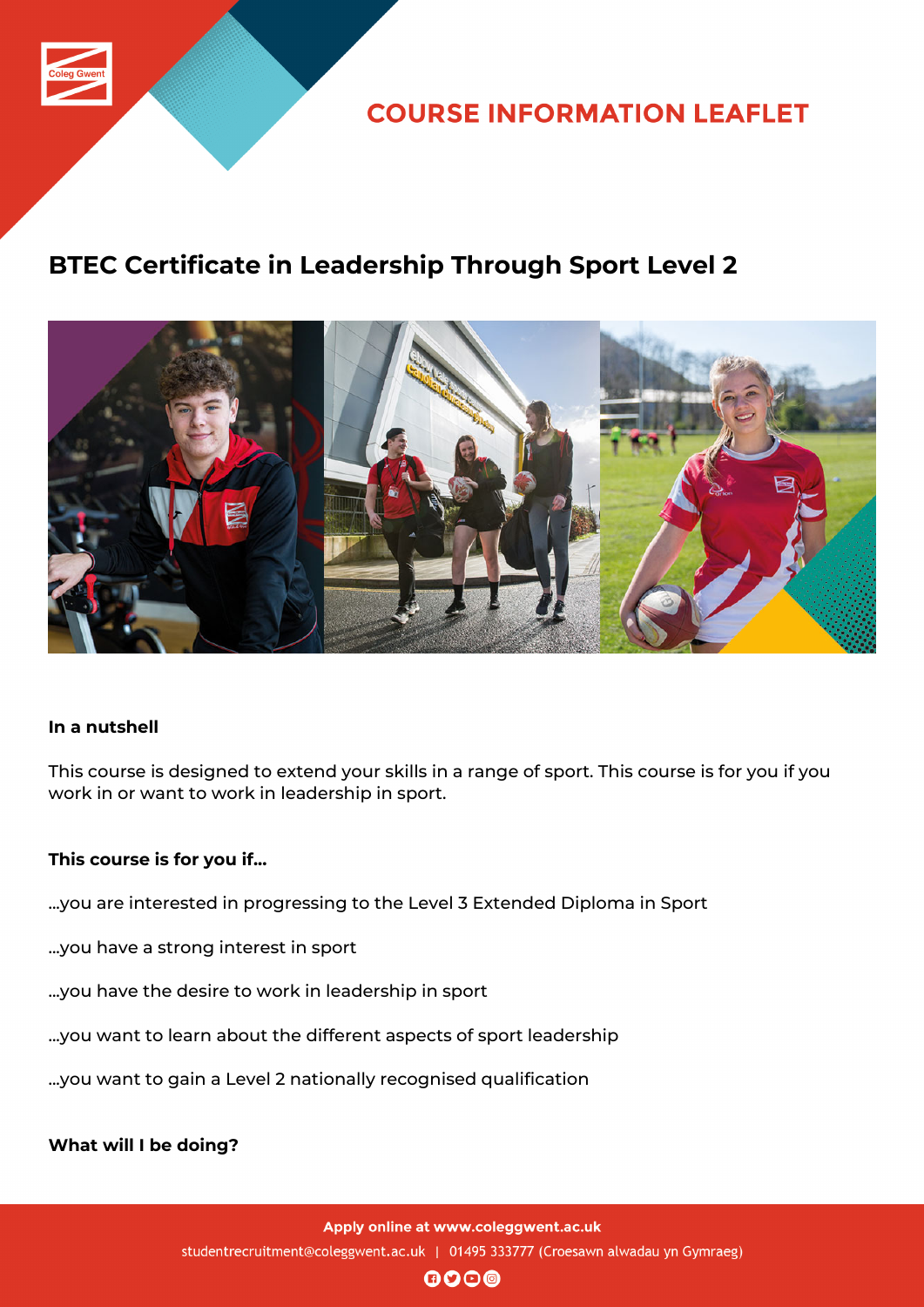# COURSE INFORMATION LEAFLET

## BTEC Certificate in Leadership Through Sport Level 2

**In a nutshell**

This course is designed to extend your skills in a range of sport. This course is for you if you work in or want to work in leadership in sport.

**This course is for you if...**

...you are interested in progressing to the Level 3 Extended Diploma in Sport

...you have a strong interest in sport

...you have the desire to work in leadership in sport

...you want to learn about the different aspects of sport leadership

...you want to gain a Level 2 nationally recognised qualification

**What will I be doing?**

**Apply online at www.coleggwent.ac.uk**

studentrecruitment@coleggwent.ac.uk | 01495 333777 (Croesawn alwadau yn Gymraeg)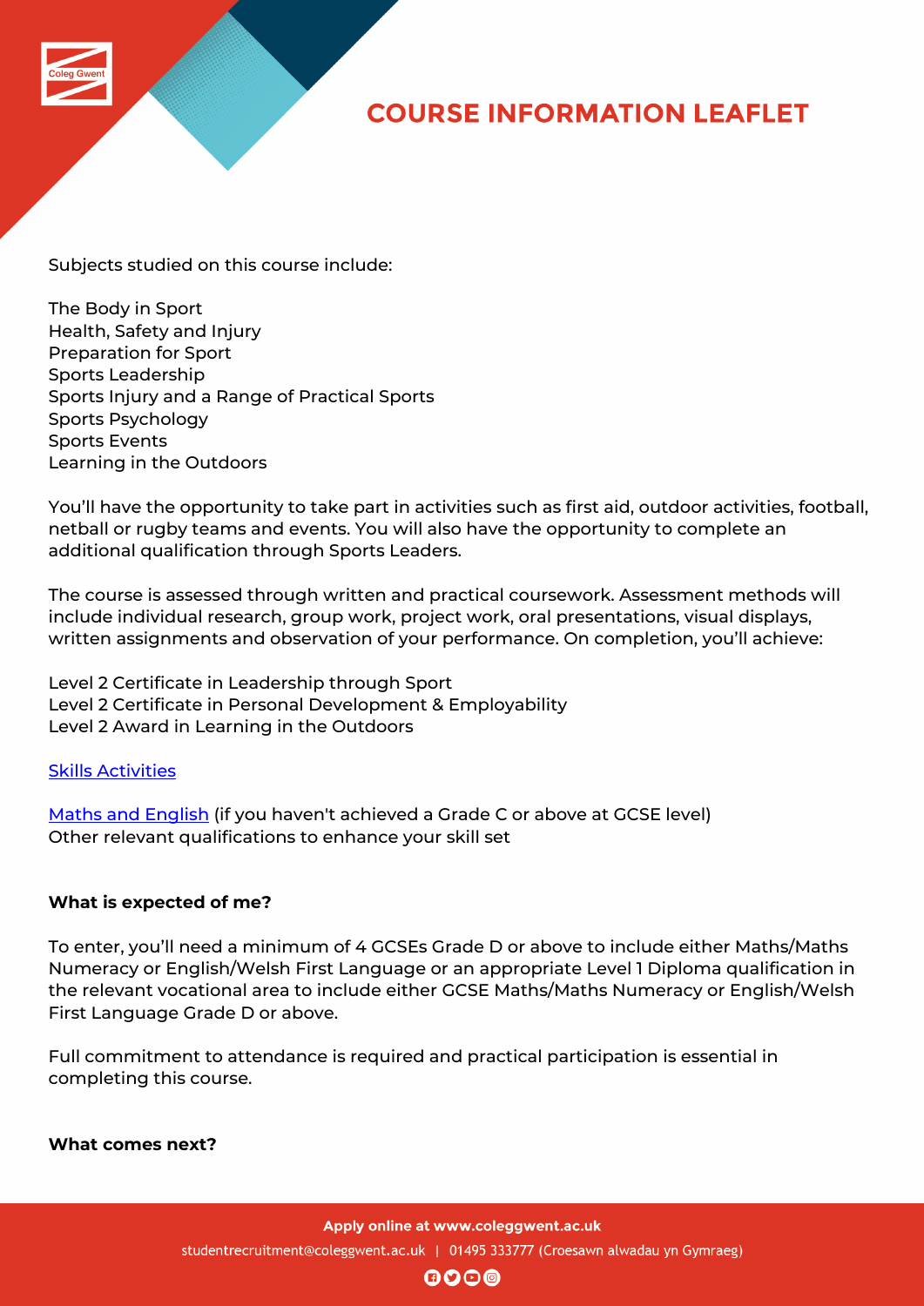Subjects studied on this course include:

The Body in Sport
Health, Safety and Injury
Preparation for Sport
Sports Leadership
Sports Injury and a Range of Practical Sports
Sports Psychology
Sports Events
Learning in the Outdoors

You'll have the opportunity to take part in activities such as first aid, outdoor activities, football, netball or rugby teams and events. You will also have the opportunity to complete an additional qualification through Sports Leaders.

The course is assessed through written and practical coursework. Assessment methods will include individual research, group work, project work, oral presentations, visual displays, written assignments and observation of your performance. On completion, you'll achieve:

Level 2 Certificate in Leadership through Sport
Level 2 Certificate in Personal Development & Employability
Level 2 Award in Learning in the Outdoors

Skills Activities

Maths and English (if you haven't achieved a Grade C or above at GCSE level)
Other relevant qualifications to enhance your skill set

**What is expected of me?**

To enter, you'll need a minimum of 4 GCSEs Grade D or above to include either Maths/Maths Numeracy or English/Welsh First Language or an appropriate Level 1 Diploma qualification in the relevant vocational area to include either GCSE Maths/Maths Numeracy or English/Welsh First Language Grade D or above.

Full commitment to attendance is required and practical participation is essential in completing this course.

**What comes next?**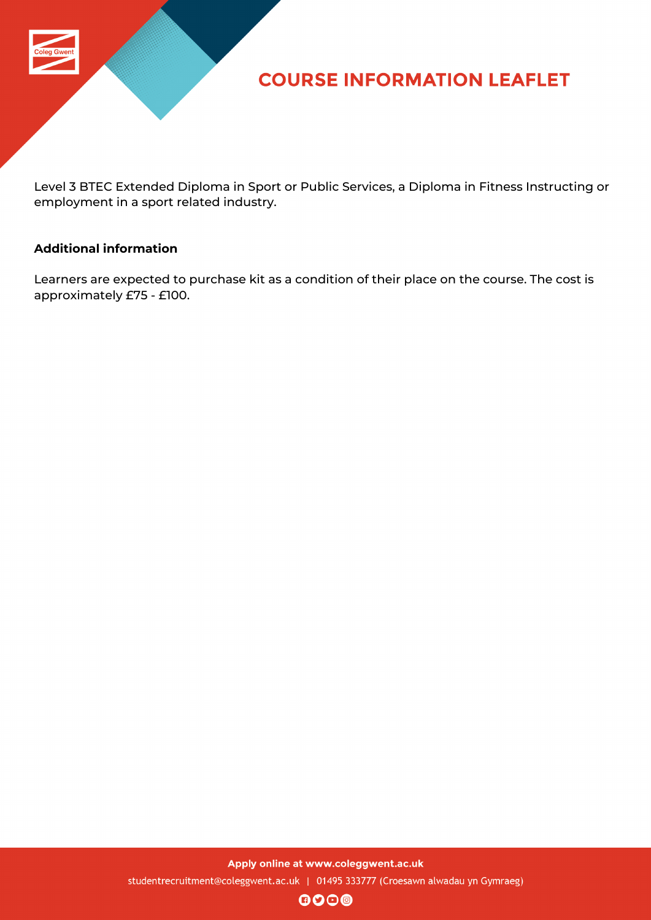Level 3 BTEC Extended Diploma in Sport or Public Services, a Diploma in Fitness Instructing or employment in a sport related industry.

**Additional information**

Learners are expected to purchase kit as a condition of their place on the course. The cost is approximately £75 - £100.